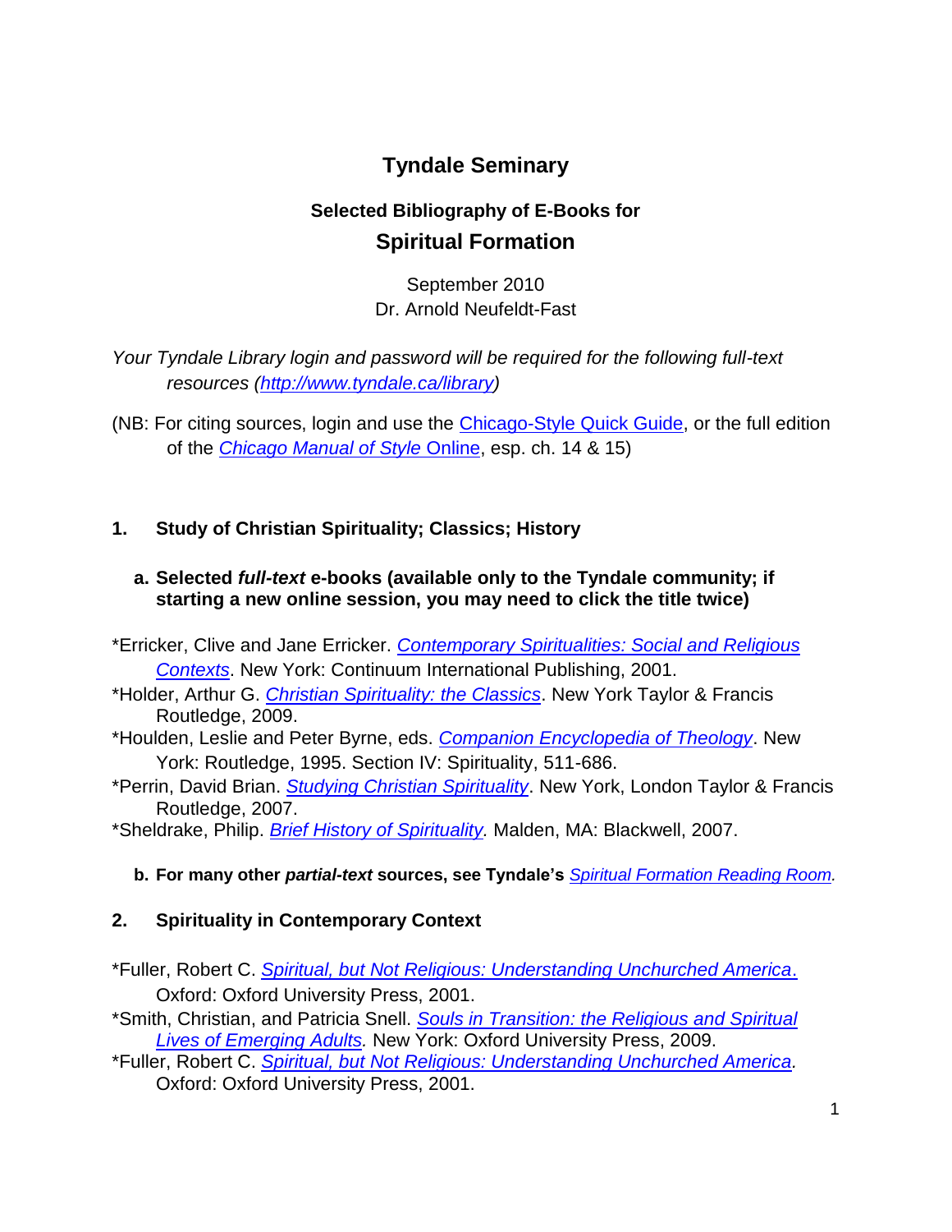# Tyndale Seminary

## Selected Bibliography of E-Books for
## Spiritual Formation

September 2010
Dr. Arnold Neufeldt-Fast

*Your Tyndale Library login and password will be required for the following full-text resources (http://www.tyndale.ca/library)*

(NB: For citing sources, login and use the Chicago-Style Quick Guide, or the full edition of the *Chicago Manual of Style* Online, esp. ch. 14 & 15)

### 1. Study of Christian Spirituality; Classics; History

#### a. Selected *full-text* e-books (available only to the Tyndale community; if starting a new online session, you may need to click the title twice)

*Erricker, Clive and Jane Erricker. *Contemporary Spiritualities: Social and Religious Contexts*. New York: Continuum International Publishing, 2001.
*Holder, Arthur G. *Christian Spirituality: the Classics*. New York Taylor & Francis Routledge, 2009.
*Houlden, Leslie and Peter Byrne, eds. *Companion Encyclopedia of Theology*. New York: Routledge, 1995. Section IV: Spirituality, 511-686.
*Perrin, David Brian. *Studying Christian Spirituality*. New York, London Taylor & Francis Routledge, 2007.
*Sheldrake, Philip. *Brief History of Spirituality.* Malden, MA: Blackwell, 2007.

#### b. For many other *partial-text* sources, see Tyndale's Spiritual Formation Reading Room.

### 2. Spirituality in Contemporary Context

*Fuller, Robert C. *Spiritual, but Not Religious: Understanding Unchurched America*. Oxford: Oxford University Press, 2001.
*Smith, Christian, and Patricia Snell. *Souls in Transition: the Religious and Spiritual Lives of Emerging Adults.* New York: Oxford University Press, 2009.
*Fuller, Robert C. *Spiritual, but Not Religious: Understanding Unchurched America.* Oxford: Oxford University Press, 2001.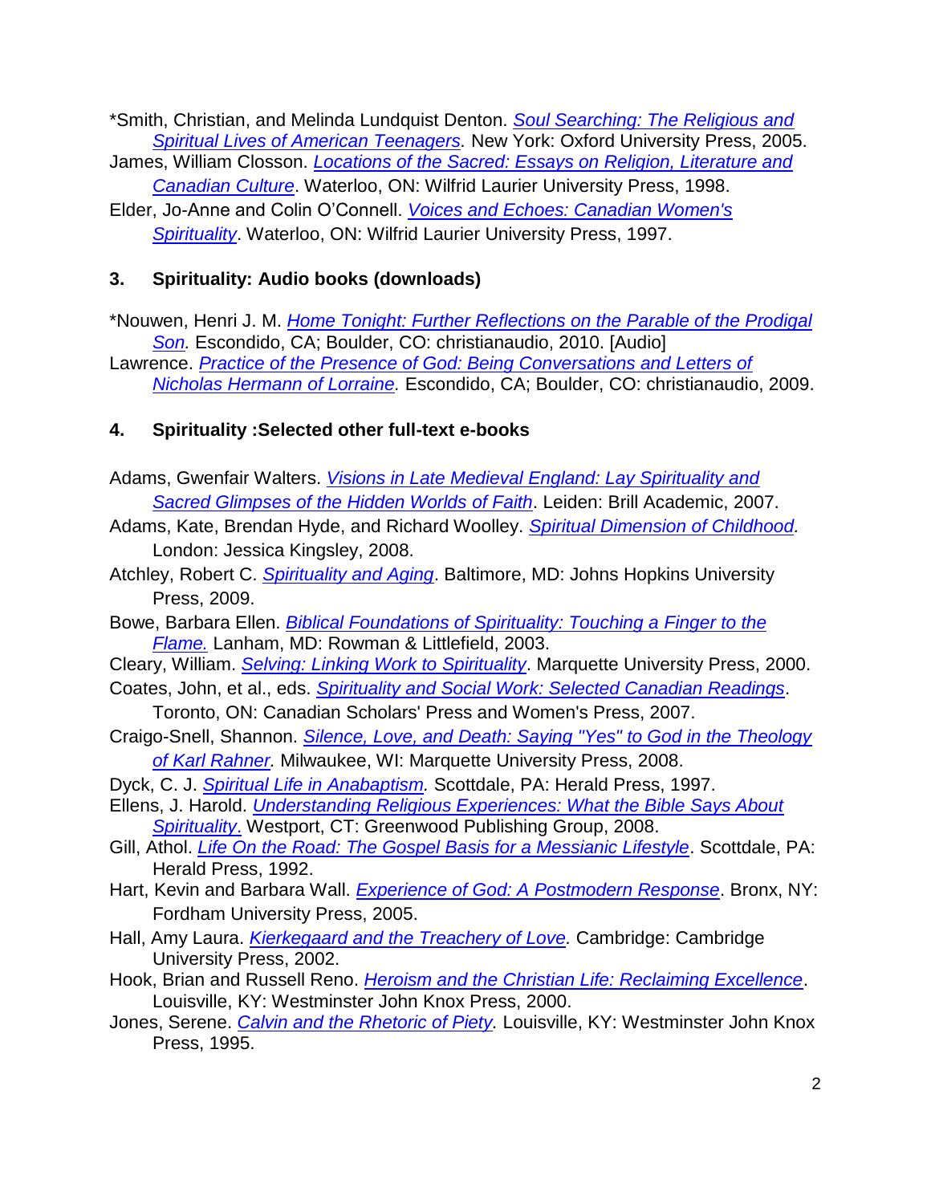*Smith, Christian, and Melinda Lundquist Denton. *Soul Searching: The Religious and Spiritual Lives of American Teenagers.* New York: Oxford University Press, 2005.

James, William Closson. *Locations of the Sacred: Essays on Religion, Literature and Canadian Culture*. Waterloo, ON: Wilfrid Laurier University Press, 1998.

Elder, Jo-Anne and Colin O'Connell. *Voices and Echoes: Canadian Women's Spirituality*. Waterloo, ON: Wilfrid Laurier University Press, 1997.

### 3. Spirituality: Audio books (downloads)

*Nouwen, Henri J. M. *Home Tonight: Further Reflections on the Parable of the Prodigal Son.* Escondido, CA; Boulder, CO: christianaudio, 2010. [Audio]

Lawrence. *Practice of the Presence of God: Being Conversations and Letters of Nicholas Hermann of Lorraine.* Escondido, CA; Boulder, CO: christianaudio, 2009.

### 4. Spirituality :Selected other full-text e-books

Adams, Gwenfair Walters. *Visions in Late Medieval England: Lay Spirituality and Sacred Glimpses of the Hidden Worlds of Faith*. Leiden: Brill Academic, 2007.

Adams, Kate, Brendan Hyde, and Richard Woolley. *Spiritual Dimension of Childhood.* London: Jessica Kingsley, 2008.

Atchley, Robert C. *Spirituality and Aging*. Baltimore, MD: Johns Hopkins University Press, 2009.

Bowe, Barbara Ellen. *Biblical Foundations of Spirituality: Touching a Finger to the Flame.* Lanham, MD: Rowman & Littlefield, 2003.

Cleary, William. *Selving: Linking Work to Spirituality*. Marquette University Press, 2000.

Coates, John, et al., eds. *Spirituality and Social Work: Selected Canadian Readings*. Toronto, ON: Canadian Scholars' Press and Women's Press, 2007.

Craigo-Snell, Shannon. *Silence, Love, and Death: Saying "Yes" to God in the Theology of Karl Rahner.* Milwaukee, WI: Marquette University Press, 2008.

Dyck, C. J. *Spiritual Life in Anabaptism.* Scottdale, PA: Herald Press, 1997.

Ellens, J. Harold. *Understanding Religious Experiences: What the Bible Says About Spirituality*. Westport, CT: Greenwood Publishing Group, 2008.

Gill, Athol. *Life On the Road: The Gospel Basis for a Messianic Lifestyle*. Scottdale, PA: Herald Press, 1992.

Hart, Kevin and Barbara Wall. *Experience of God: A Postmodern Response*. Bronx, NY: Fordham University Press, 2005.

Hall, Amy Laura. *Kierkegaard and the Treachery of Love.* Cambridge: Cambridge University Press, 2002.

Hook, Brian and Russell Reno. *Heroism and the Christian Life: Reclaiming Excellence*. Louisville, KY: Westminster John Knox Press, 2000.

Jones, Serene. *Calvin and the Rhetoric of Piety.* Louisville, KY: Westminster John Knox Press, 1995.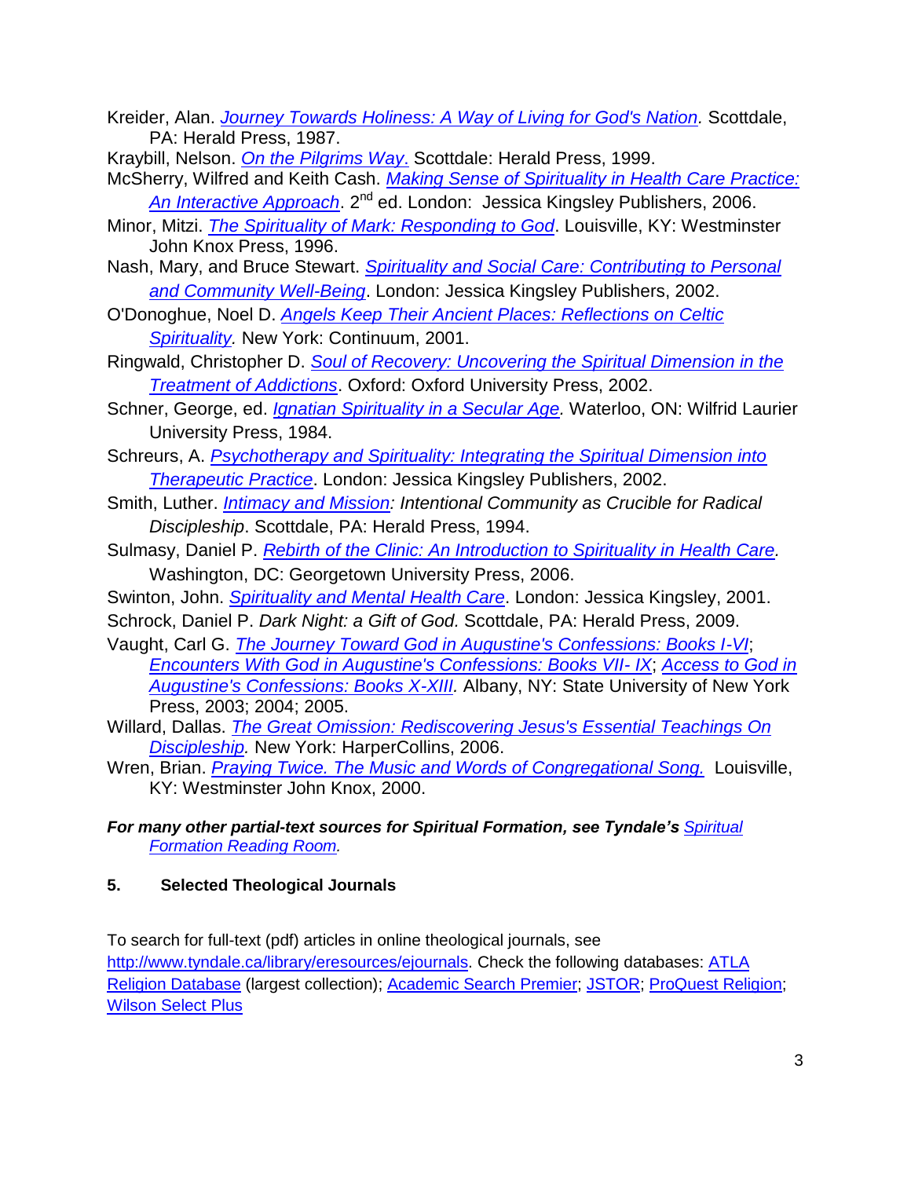Kreider, Alan. *Journey Towards Holiness: A Way of Living for God's Nation.* Scottdale, PA: Herald Press, 1987.

Kraybill, Nelson. *On the Pilgrims Way.* Scottdale: Herald Press, 1999.

McSherry, Wilfred and Keith Cash. *Making Sense of Spirituality in Health Care Practice: An Interactive Approach*. 2nd ed. London: Jessica Kingsley Publishers, 2006.

Minor, Mitzi. *The Spirituality of Mark: Responding to God*. Louisville, KY: Westminster John Knox Press, 1996.

Nash, Mary, and Bruce Stewart. *Spirituality and Social Care: Contributing to Personal and Community Well-Being*. London: Jessica Kingsley Publishers, 2002.

O'Donoghue, Noel D. *Angels Keep Their Ancient Places: Reflections on Celtic Spirituality.* New York: Continuum, 2001.

Ringwald, Christopher D. *Soul of Recovery: Uncovering the Spiritual Dimension in the Treatment of Addictions*. Oxford: Oxford University Press, 2002.

Schner, George, ed. *Ignatian Spirituality in a Secular Age.* Waterloo, ON: Wilfrid Laurier University Press, 1984.

Schreurs, A. *Psychotherapy and Spirituality: Integrating the Spiritual Dimension into Therapeutic Practice*. London: Jessica Kingsley Publishers, 2002.

Smith, Luther. *Intimacy and Mission: Intentional Community as Crucible for Radical Discipleship*. Scottdale, PA: Herald Press, 1994.

Sulmasy, Daniel P. *Rebirth of the Clinic: An Introduction to Spirituality in Health Care.* Washington, DC: Georgetown University Press, 2006.

Swinton, John. *Spirituality and Mental Health Care*. London: Jessica Kingsley, 2001.

Schrock, Daniel P. *Dark Night: a Gift of God.* Scottdale, PA: Herald Press, 2009.

Vaught, Carl G. *The Journey Toward God in Augustine's Confessions: Books I-VI*; *Encounters With God in Augustine's Confessions: Books VII- IX*; *Access to God in Augustine's Confessions: Books X-XIII.* Albany, NY: State University of New York Press, 2003; 2004; 2005.

Willard, Dallas. *The Great Omission: Rediscovering Jesus's Essential Teachings On Discipleship.* New York: HarperCollins, 2006.

Wren, Brian. *Praying Twice. The Music and Words of Congregational Song.* Louisville, KY: Westminster John Knox, 2000.

***For many other partial-text sources for Spiritual Formation, see Tyndale's** Spiritual Formation Reading Room.*

**5. Selected Theological Journals**

To search for full-text (pdf) articles in online theological journals, see http://www.tyndale.ca/library/eresources/ejournals. Check the following databases: ATLA Religion Database (largest collection); Academic Search Premier; JSTOR; ProQuest Religion; Wilson Select Plus